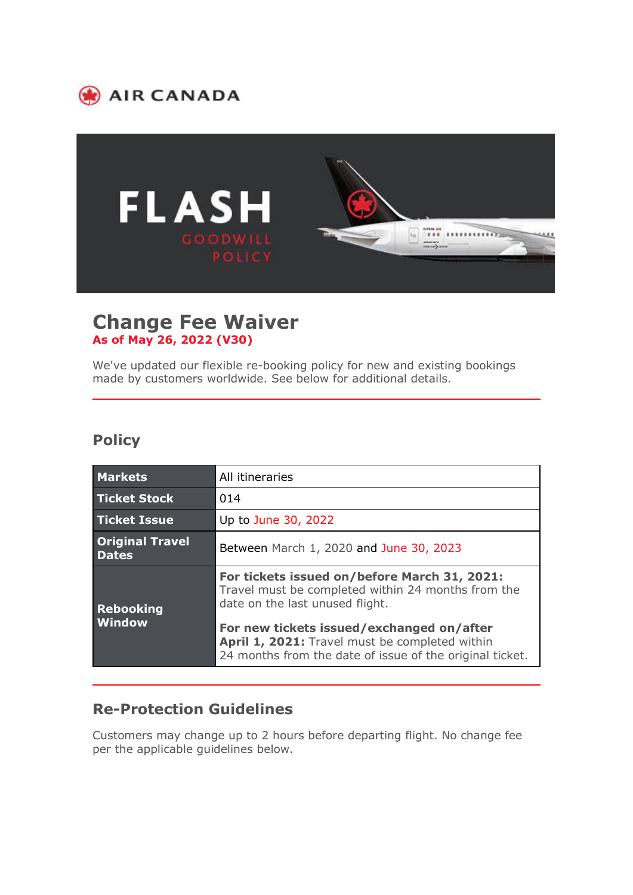AIR CANADA

FLASH

GOODWILL POLICY

# Change Fee Waiver

**As of May 26, 2022 (V30)**

We've updated our flexible re-booking policy for new and existing bookings made by customers worldwide. See below for additional details.

## Policy

| | |
|---|---|
| **Markets** | All itineraries |
| **Ticket Stock** | 014 |
| **Ticket Issue** | Up to June 30, 2022 |
| **Original Travel Dates** | Between March 1, 2020 and June 30, 2023 |
| **Rebooking Window** | **For tickets issued on/before March 31, 2021:** Travel must be completed within 24 months from the date on the last unused flight. **For new tickets issued/exchanged on/after April 1, 2021:** Travel must be completed within 24 months from the date of issue of the original ticket. |

## Re-Protection Guidelines

Customers may change up to 2 hours before departing flight. No change fee per the applicable guidelines below.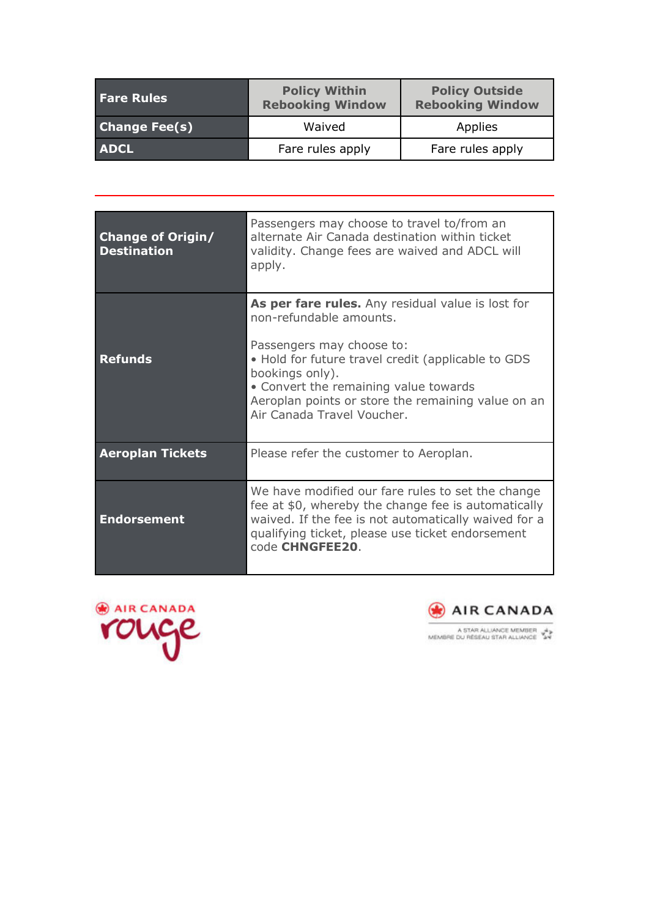| Fare Rules | Policy Within Rebooking Window | Policy Outside Rebooking Window |
| --- | --- | --- |
| Change Fee(s) | Waived | Applies |
| ADCL | Fare rules apply | Fare rules apply |

| | |
| --- | --- |
| **Change of Origin/ Destination** | Passengers may choose to travel to/from an alternate Air Canada destination within ticket validity. Change fees are waived and ADCL will apply. |
| **Refunds** | **As per fare rules.** Any residual value is lost for non-refundable amounts.<br><br>Passengers may choose to:<br>• Hold for future travel credit (applicable to GDS bookings only).<br>• Convert the remaining value towards Aeroplan points or store the remaining value on an Air Canada Travel Voucher. |
| **Aeroplan Tickets** | Please refer the customer to Aeroplan. |
| **Endorsement** | We have modified our fare rules to set the change fee at $0, whereby the change fee is automatically waived. If the fee is not automatically waived for a qualifying ticket, please use ticket endorsement code **CHNGFEE20**. |

AIR CANADA rouge

AIR CANADA

A STAR ALLIANCE MEMBER
MEMBRE DU RÉSEAU STAR ALLIANCE